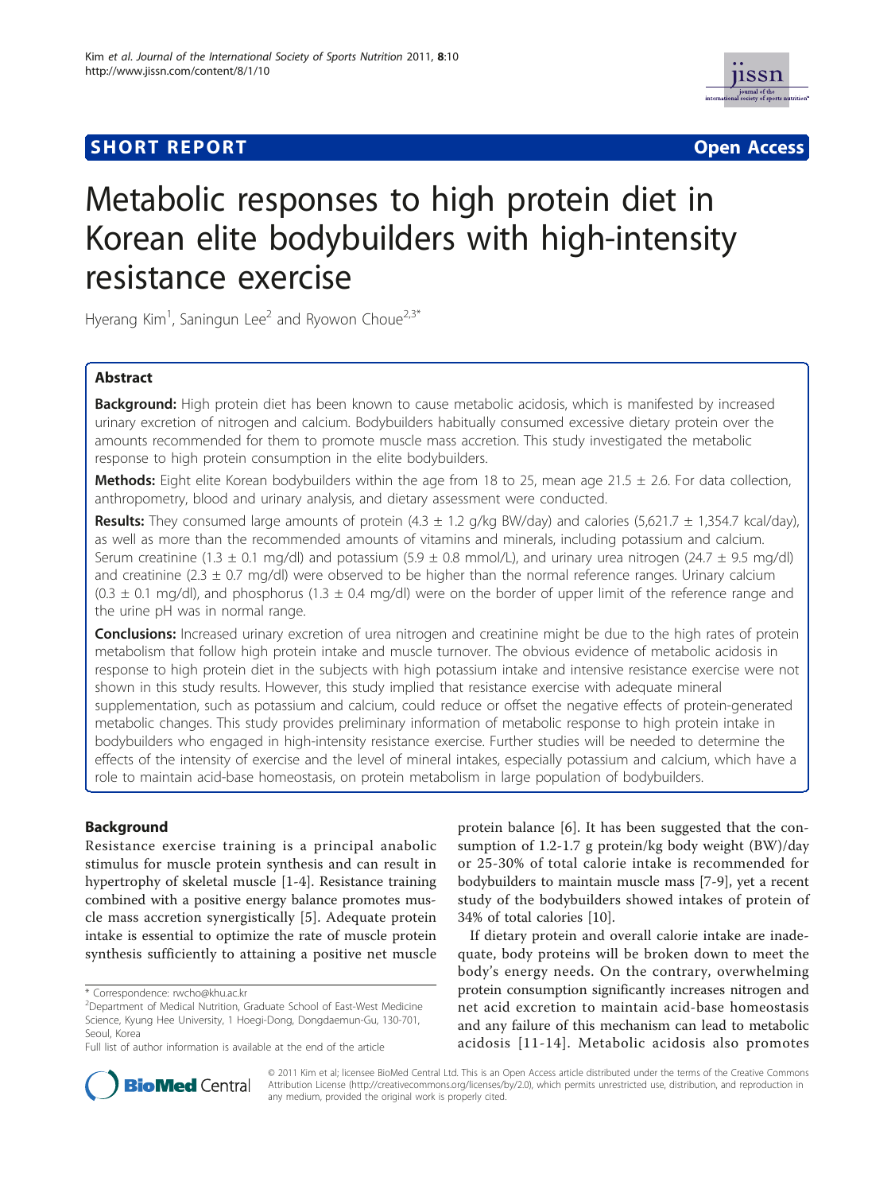**SHORT REPORT** **Open Access**

# Metabolic responses to high protein diet in Korean elite bodybuilders with high-intensity resistance exercise

Hyerang Kim[1], Saningun Lee[2] and Ryowon Choue[2,3*]

## Abstract

**Background:** High protein diet has been known to cause metabolic acidosis, which is manifested by increased urinary excretion of nitrogen and calcium. Bodybuilders habitually consumed excessive dietary protein over the amounts recommended for them to promote muscle mass accretion. This study investigated the metabolic response to high protein consumption in the elite bodybuilders.

**Methods:** Eight elite Korean bodybuilders within the age from 18 to 25, mean age 21.5 ± 2.6. For data collection, anthropometry, blood and urinary analysis, and dietary assessment were conducted.

**Results:** They consumed large amounts of protein (4.3 ± 1.2 g/kg BW/day) and calories (5,621.7 ± 1,354.7 kcal/day), as well as more than the recommended amounts of vitamins and minerals, including potassium and calcium. Serum creatinine (1.3 ± 0.1 mg/dl) and potassium (5.9 ± 0.8 mmol/L), and urinary urea nitrogen (24.7 ± 9.5 mg/dl) and creatinine (2.3 ± 0.7 mg/dl) were observed to be higher than the normal reference ranges. Urinary calcium (0.3 ± 0.1 mg/dl), and phosphorus (1.3 ± 0.4 mg/dl) were on the border of upper limit of the reference range and the urine pH was in normal range.

**Conclusions:** Increased urinary excretion of urea nitrogen and creatinine might be due to the high rates of protein metabolism that follow high protein intake and muscle turnover. The obvious evidence of metabolic acidosis in response to high protein diet in the subjects with high potassium intake and intensive resistance exercise were not shown in this study results. However, this study implied that resistance exercise with adequate mineral supplementation, such as potassium and calcium, could reduce or offset the negative effects of protein-generated metabolic changes. This study provides preliminary information of metabolic response to high protein intake in bodybuilders who engaged in high-intensity resistance exercise. Further studies will be needed to determine the effects of the intensity of exercise and the level of mineral intakes, especially potassium and calcium, which have a role to maintain acid-base homeostasis, on protein metabolism in large population of bodybuilders.

## Background

Resistance exercise training is a principal anabolic stimulus for muscle protein synthesis and can result in hypertrophy of skeletal muscle [1-4]. Resistance training combined with a positive energy balance promotes muscle mass accretion synergistically [5]. Adequate protein intake is essential to optimize the rate of muscle protein synthesis sufficiently to attaining a positive net muscle protein balance [6]. It has been suggested that the consumption of 1.2-1.7 g protein/kg body weight (BW)/day or 25-30% of total calorie intake is recommended for bodybuilders to maintain muscle mass [7-9], yet a recent study of the bodybuilders showed intakes of protein of 34% of total calories [10].

If dietary protein and overall calorie intake are inadequate, body proteins will be broken down to meet the body's energy needs. On the contrary, overwhelming protein consumption significantly increases nitrogen and net acid excretion to maintain acid-base homeostasis and any failure of this mechanism can lead to metabolic acidosis [11-14]. Metabolic acidosis also promotes

\* Correspondence: rwcho@khu.ac.kr
[2]Department of Medical Nutrition, Graduate School of East-West Medicine Science, Kyung Hee University, 1 Hoegi-Dong, Dongdaemun-Gu, 130-701, Seoul, Korea
Full list of author information is available at the end of the article

© 2011 Kim et al; licensee BioMed Central Ltd. This is an Open Access article distributed under the terms of the Creative Commons Attribution License (http://creativecommons.org/licenses/by/2.0), which permits unrestricted use, distribution, and reproduction in any medium, provided the original work is properly cited.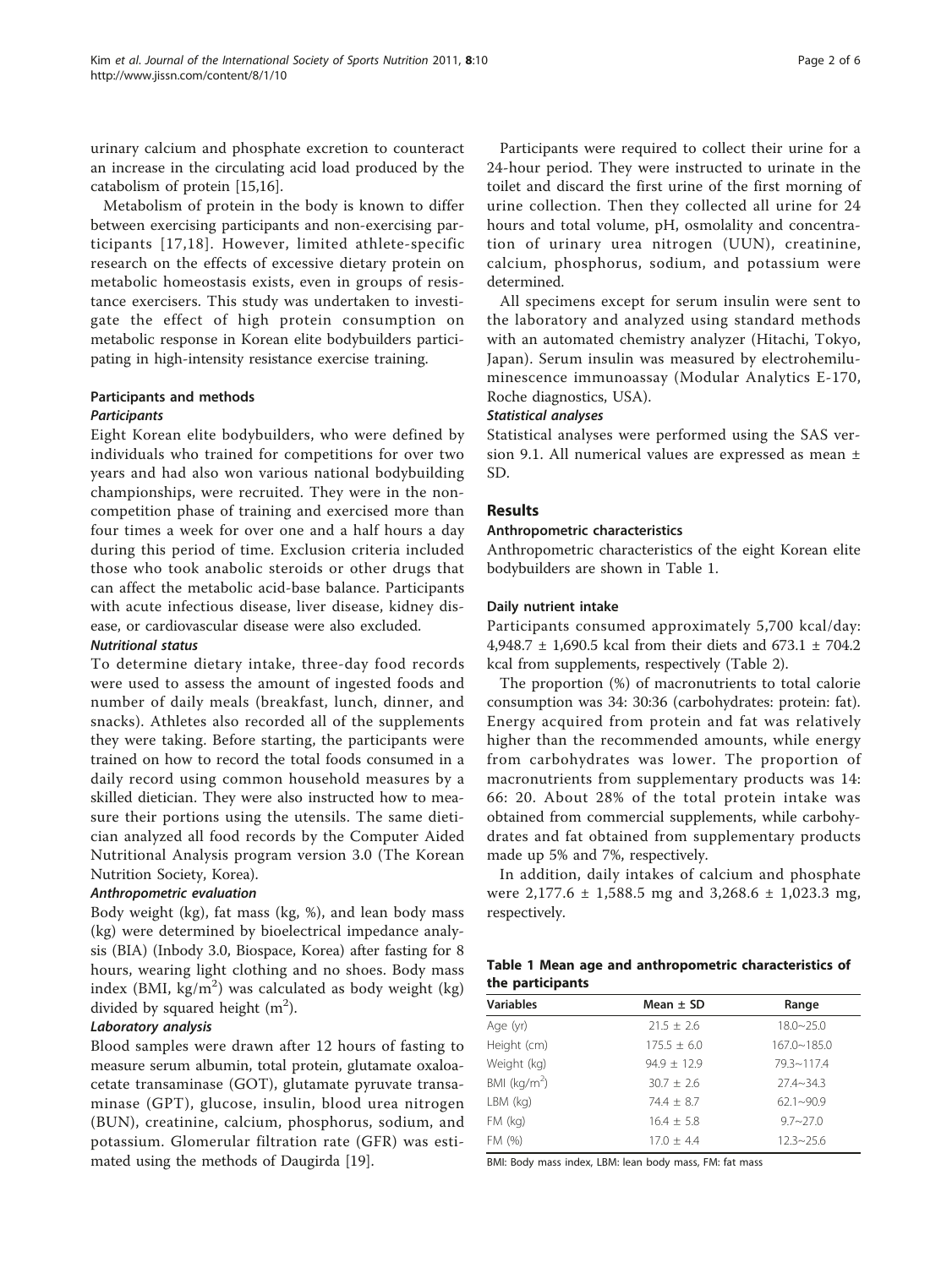urinary calcium and phosphate excretion to counteract an increase in the circulating acid load produced by the catabolism of protein [15,16].

Metabolism of protein in the body is known to differ between exercising participants and non-exercising participants [17,18]. However, limited athlete-specific research on the effects of excessive dietary protein on metabolic homeostasis exists, even in groups of resistance exercisers. This study was undertaken to investigate the effect of high protein consumption on metabolic response in Korean elite bodybuilders participating in high-intensity resistance exercise training.

## Participants and methods

### *Participants*

Eight Korean elite bodybuilders, who were defined by individuals who trained for competitions for over two years and had also won various national bodybuilding championships, were recruited. They were in the non-competition phase of training and exercised more than four times a week for over one and a half hours a day during this period of time. Exclusion criteria included those who took anabolic steroids or other drugs that can affect the metabolic acid-base balance. Participants with acute infectious disease, liver disease, kidney disease, or cardiovascular disease were also excluded.

### *Nutritional status*

To determine dietary intake, three-day food records were used to assess the amount of ingested foods and number of daily meals (breakfast, lunch, dinner, and snacks). Athletes also recorded all of the supplements they were taking. Before starting, the participants were trained on how to record the total foods consumed in a daily record using common household measures by a skilled dietician. They were also instructed how to measure their portions using the utensils. The same dietician analyzed all food records by the Computer Aided Nutritional Analysis program version 3.0 (The Korean Nutrition Society, Korea).

### *Anthropometric evaluation*

Body weight (kg), fat mass (kg, %), and lean body mass (kg) were determined by bioelectrical impedance analysis (BIA) (Inbody 3.0, Biospace, Korea) after fasting for 8 hours, wearing light clothing and no shoes. Body mass index (BMI, kg/m$^2$) was calculated as body weight (kg) divided by squared height (m$^2$).

### *Laboratory analysis*

Blood samples were drawn after 12 hours of fasting to measure serum albumin, total protein, glutamate oxaloacetate transaminase (GOT), glutamate pyruvate transaminase (GPT), glucose, insulin, blood urea nitrogen (BUN), creatinine, calcium, phosphorus, sodium, and potassium. Glomerular filtration rate (GFR) was estimated using the methods of Daugirda [19].

Participants were required to collect their urine for a 24-hour period. They were instructed to urinate in the toilet and discard the first urine of the first morning of urine collection. Then they collected all urine for 24 hours and total volume, pH, osmolality and concentration of urinary urea nitrogen (UUN), creatinine, calcium, phosphorus, sodium, and potassium were determined.

All specimens except for serum insulin were sent to the laboratory and analyzed using standard methods with an automated chemistry analyzer (Hitachi, Tokyo, Japan). Serum insulin was measured by electrohemiluminescence immunoassay (Modular Analytics E-170, Roche diagnostics, USA).

### *Statistical analyses*

Statistical analyses were performed using the SAS version 9.1. All numerical values are expressed as mean ± SD.

## Results

### Anthropometric characteristics

Anthropometric characteristics of the eight Korean elite bodybuilders are shown in Table 1.

### Daily nutrient intake

Participants consumed approximately 5,700 kcal/day: 4,948.7 ± 1,690.5 kcal from their diets and 673.1 ± 704.2 kcal from supplements, respectively (Table 2).

The proportion (%) of macronutrients to total calorie consumption was 34: 30:36 (carbohydrates: protein: fat). Energy acquired from protein and fat was relatively higher than the recommended amounts, while energy from carbohydrates was lower. The proportion of macronutrients from supplementary products was 14: 66: 20. About 28% of the total protein intake was obtained from commercial supplements, while carbohydrates and fat obtained from supplementary products made up 5% and 7%, respectively.

In addition, daily intakes of calcium and phosphate were 2,177.6 ± 1,588.5 mg and 3,268.6 ± 1,023.3 mg, respectively.

**Table 1 Mean age and anthropometric characteristics of the participants**

| Variables | Mean ± SD | Range |
| --- | --- | --- |
| Age (yr) | 21.5 ± 2.6 | 18.0~25.0 |
| Height (cm) | 175.5 ± 6.0 | 167.0~185.0 |
| Weight (kg) | 94.9 ± 12.9 | 79.3~117.4 |
| BMI (kg/m$^2$) | 30.7 ± 2.6 | 27.4~34.3 |
| LBM (kg) | 74.4 ± 8.7 | 62.1~90.9 |
| FM (kg) | 16.4 ± 5.8 | 9.7~27.0 |
| FM (%) | 17.0 ± 4.4 | 12.3~25.6 |

BMI: Body mass index, LBM: lean body mass, FM: fat mass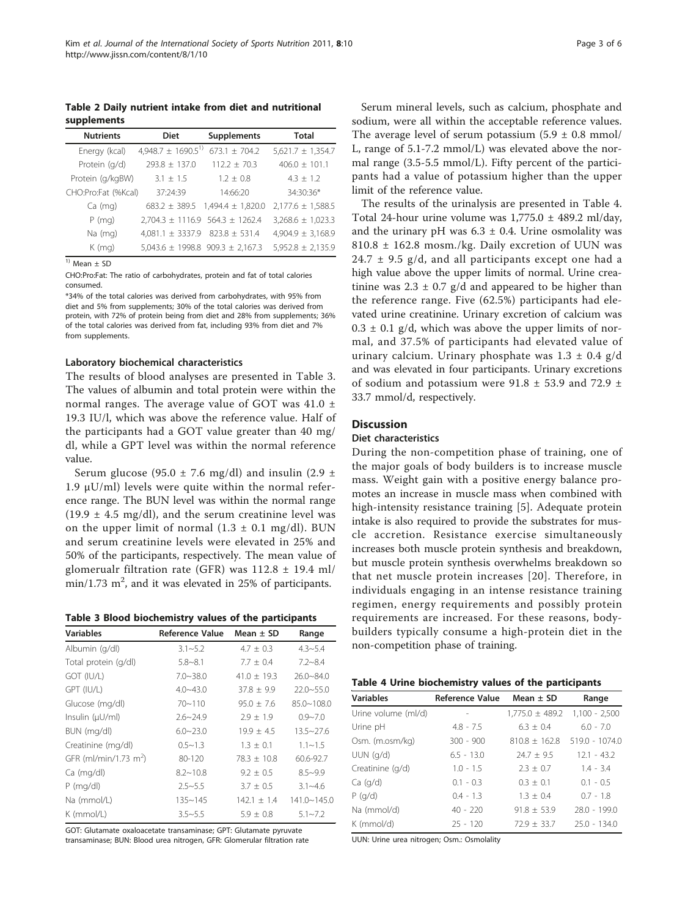**Table 2 Daily nutrient intake from diet and nutritional supplements**

| Nutrients | Diet | Supplements | Total |
|---|---|---|---|
| Energy (kcal) | 4,948.7 ± 1690.5[1)] | 673.1 ± 704.2 | 5,621.7 ± 1,354.7 |
| Protein (g/d) | 293.8 ± 137.0 | 112.2 ± 70.3 | 406.0 ± 101.1 |
| Protein (g/kgBW) | 3.1 ± 1.5 | 1.2 ± 0.8 | 4.3 ± 1.2 |
| CHO:Pro:Fat (%Kcal) | 37:24:39 | 14:66:20 | 34:30:36* |
| Ca (mg) | 683.2 ± 389.5 | 1,494.4 ± 1,820.0 | 2,177.6 ± 1,588.5 |
| P (mg) | 2,704.3 ± 1116.9 | 564.3 ± 1262.4 | 3,268.6 ± 1,023.3 |
| Na (mg) | 4,081.1 ± 3337.9 | 823.8 ± 531.4 | 4,904.9 ± 3,168.9 |
| K (mg) | 5,043.6 ± 1998.8 | 909.3 ± 2,167.3 | 5,952.8 ± 2,135.9 |

[1)] Mean ± SD

CHO:Pro:Fat: The ratio of carbohydrates, protein and fat of total calories consumed.

*34% of the total calories was derived from carbohydrates, with 95% from diet and 5% from supplements; 30% of the total calories was derived from protein, with 72% of protein being from diet and 28% from supplements; 36% of the total calories was derived from fat, including 93% from diet and 7% from supplements.

### Laboratory biochemical characteristics

The results of blood analyses are presented in Table 3. The values of albumin and total protein were within the normal ranges. The average value of GOT was 41.0 ± 19.3 IU/l, which was above the reference value. Half of the participants had a GOT value greater than 40 mg/dl, while a GPT level was within the normal reference value.

Serum glucose (95.0 ± 7.6 mg/dl) and insulin (2.9 ± 1.9 μU/ml) levels were quite within the normal reference range. The BUN level was within the normal range (19.9 ± 4.5 mg/dl), and the serum creatinine level was on the upper limit of normal (1.3 ± 0.1 mg/dl). BUN and serum creatinine levels were elevated in 25% and 50% of the participants, respectively. The mean value of glomerualr filtration rate (GFR) was 112.8 ± 19.4 ml/min/1.73 $m^2$, and it was elevated in 25% of participants.

**Table 3 Blood biochemistry values of the participants**

| Variables | Reference Value | Mean ± SD | Range |
|---|---|---|---|
| Albumin (g/dl) | 3.1~5.2 | 4.7 ± 0.3 | 4.3~5.4 |
| Total protein (g/dl) | 5.8~8.1 | 7.7 ± 0.4 | 7.2~8.4 |
| GOT (IU/L) | 7.0~38.0 | 41.0 ± 19.3 | 26.0~84.0 |
| GPT (IU/L) | 4.0~43.0 | 37.8 ± 9.9 | 22.0~55.0 |
| Glucose (mg/dl) | 70~110 | 95.0 ± 7.6 | 85.0~108.0 |
| Insulin (μU/ml) | 2.6~24.9 | 2.9 ± 1.9 | 0.9~7.0 |
| BUN (mg/dl) | 6.0~23.0 | 19.9 ± 4.5 | 13.5~27.6 |
| Creatinine (mg/dl) | 0.5~1.3 | 1.3 ± 0.1 | 1.1~1.5 |
| GFR (ml/min/1.73 $m^2$) | 80-120 | 78.3 ± 10.8 | 60.6-92.7 |
| Ca (mg/dl) | 8.2~10.8 | 9.2 ± 0.5 | 8.5~9.9 |
| P (mg/dl) | 2.5~5.5 | 3.7 ± 0.5 | 3.1~4.6 |
| Na (mmol/L) | 135~145 | 142.1 ± 1.4 | 141.0~145.0 |
| K (mmol/L) | 3.5~5.5 | 5.9 ± 0.8 | 5.1~7.2 |

GOT: Glutamate oxaloacetate transaminase; GPT: Glutamate pyruvate transaminase; BUN: Blood urea nitrogen, GFR: Glomerular filtration rate

Serum mineral levels, such as calcium, phosphate and sodium, were all within the acceptable reference values. The average level of serum potassium (5.9 ± 0.8 mmol/L, range of 5.1-7.2 mmol/L) was elevated above the normal range (3.5-5.5 mmol/L). Fifty percent of the participants had a value of potassium higher than the upper limit of the reference value.

The results of the urinalysis are presented in Table 4. Total 24-hour urine volume was 1,775.0 ± 489.2 ml/day, and the urinary pH was 6.3 ± 0.4. Urine osmolality was 810.8 ± 162.8 mosm./kg. Daily excretion of UUN was 24.7 ± 9.5 g/d, and all participants except one had a high value above the upper limits of normal. Urine creatinine was 2.3 ± 0.7 g/d and appeared to be higher than the reference range. Five (62.5%) participants had elevated urine creatinine. Urinary excretion of calcium was 0.3 ± 0.1 g/d, which was above the upper limits of normal, and 37.5% of participants had elevated value of urinary calcium. Urinary phosphate was 1.3 ± 0.4 g/d and was elevated in four participants. Urinary excretions of sodium and potassium were 91.8 ± 53.9 and 72.9 ± 33.7 mmol/d, respectively.

## Discussion

### Diet characteristics

During the non-competition phase of training, one of the major goals of body builders is to increase muscle mass. Weight gain with a positive energy balance promotes an increase in muscle mass when combined with high-intensity resistance training [5]. Adequate protein intake is also required to provide the substrates for muscle accretion. Resistance exercise simultaneously increases both muscle protein synthesis and breakdown, but muscle protein synthesis overwhelms breakdown so that net muscle protein increases [20]. Therefore, in individuals engaging in an intense resistance training regimen, energy requirements and possibly protein requirements are increased. For these reasons, bodybuilders typically consume a high-protein diet in the non-competition phase of training.

**Table 4 Urine biochemistry values of the participants**

| Variables | Reference Value | Mean ± SD | Range |
|---|---|---|---|
| Urine volume (ml/d) | - | 1,775.0 ± 489.2 | 1,100 - 2,500 |
| Urine pH | 4.8 - 7.5 | 6.3 ± 0.4 | 6.0 - 7.0 |
| Osm. (m.osm/kg) | 300 - 900 | 810.8 ± 162.8 | 519.0 - 1074.0 |
| UUN (g/d) | 6.5 - 13.0 | 24.7 ± 9.5 | 12.1 - 43.2 |
| Creatinine (g/d) | 1.0 - 1.5 | 2.3 ± 0.7 | 1.4 - 3.4 |
| Ca (g/d) | 0.1 - 0.3 | 0.3 ± 0.1 | 0.1 - 0.5 |
| P (g/d) | 0.4 - 1.3 | 1.3 ± 0.4 | 0.7 - 1.8 |
| Na (mmol/d) | 40 - 220 | 91.8 ± 53.9 | 28.0 - 199.0 |
| K (mmol/d) | 25 - 120 | 72.9 ± 33.7 | 25.0 - 134.0 |

UUN: Urine urea nitrogen; Osm.: Osmolality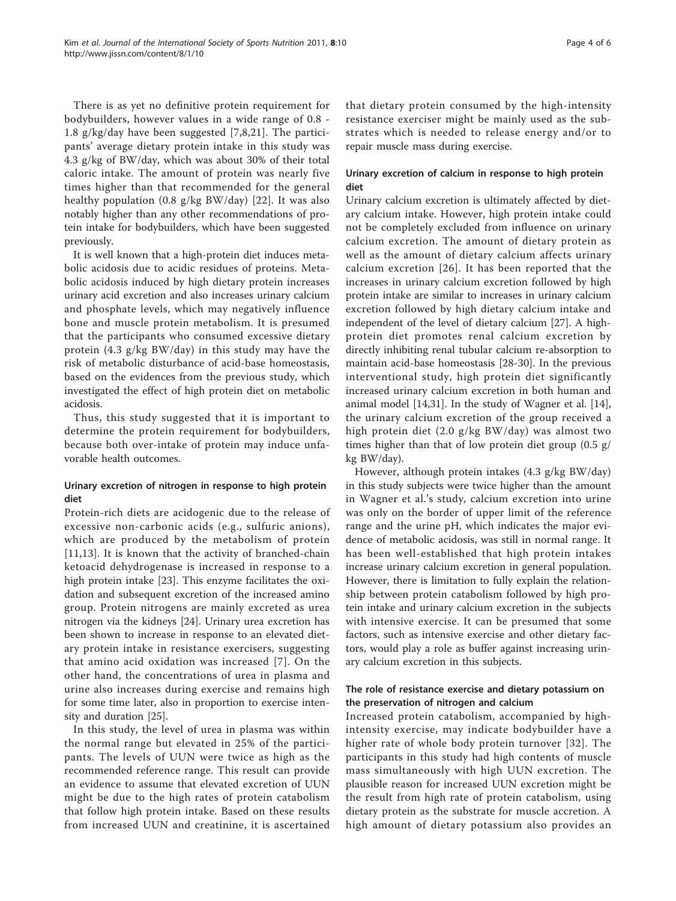There is as yet no definitive protein requirement for bodybuilders, however values in a wide range of 0.8 - 1.8 g/kg/day have been suggested [7,8,21]. The participants' average dietary protein intake in this study was 4.3 g/kg of BW/day, which was about 30% of their total caloric intake. The amount of protein was nearly five times higher than that recommended for the general healthy population (0.8 g/kg BW/day) [22]. It was also notably higher than any other recommendations of protein intake for bodybuilders, which have been suggested previously.

It is well known that a high-protein diet induces metabolic acidosis due to acidic residues of proteins. Metabolic acidosis induced by high dietary protein increases urinary acid excretion and also increases urinary calcium and phosphate levels, which may negatively influence bone and muscle protein metabolism. It is presumed that the participants who consumed excessive dietary protein (4.3 g/kg BW/day) in this study may have the risk of metabolic disturbance of acid-base homeostasis, based on the evidences from the previous study, which investigated the effect of high protein diet on metabolic acidosis.

Thus, this study suggested that it is important to determine the protein requirement for bodybuilders, because both over-intake of protein may induce unfavorable health outcomes.

### Urinary excretion of nitrogen in response to high protein diet

Protein-rich diets are acidogenic due to the release of excessive non-carbonic acids (e.g., sulfuric anions), which are produced by the metabolism of protein [11,13]. It is known that the activity of branched-chain ketoacid dehydrogenase is increased in response to a high protein intake [23]. This enzyme facilitates the oxidation and subsequent excretion of the increased amino group. Protein nitrogens are mainly excreted as urea nitrogen via the kidneys [24]. Urinary urea excretion has been shown to increase in response to an elevated dietary protein intake in resistance exercisers, suggesting that amino acid oxidation was increased [7]. On the other hand, the concentrations of urea in plasma and urine also increases during exercise and remains high for some time later, also in proportion to exercise intensity and duration [25].

In this study, the level of urea in plasma was within the normal range but elevated in 25% of the participants. The levels of UUN were twice as high as the recommended reference range. This result can provide an evidence to assume that elevated excretion of UUN might be due to the high rates of protein catabolism that follow high protein intake. Based on these results from increased UUN and creatinine, it is ascertained that dietary protein consumed by the high-intensity resistance exerciser might be mainly used as the substrates which is needed to release energy and/or to repair muscle mass during exercise.

### Urinary excretion of calcium in response to high protein diet

Urinary calcium excretion is ultimately affected by dietary calcium intake. However, high protein intake could not be completely excluded from influence on urinary calcium excretion. The amount of dietary protein as well as the amount of dietary calcium affects urinary calcium excretion [26]. It has been reported that the increases in urinary calcium excretion followed by high protein intake are similar to increases in urinary calcium excretion followed by high dietary calcium intake and independent of the level of dietary calcium [27]. A high-protein diet promotes renal calcium excretion by directly inhibiting renal tubular calcium re-absorption to maintain acid-base homeostasis [28-30]. In the previous interventional study, high protein diet significantly increased urinary calcium excretion in both human and animal model [14,31]. In the study of Wagner et al. [14], the urinary calcium excretion of the group received a high protein diet (2.0 g/kg BW/day) was almost two times higher than that of low protein diet group (0.5 g/kg BW/day).

However, although protein intakes (4.3 g/kg BW/day) in this study subjects were twice higher than the amount in Wagner et al.'s study, calcium excretion into urine was only on the border of upper limit of the reference range and the urine pH, which indicates the major evidence of metabolic acidosis, was still in normal range. It has been well-established that high protein intakes increase urinary calcium excretion in general population. However, there is limitation to fully explain the relationship between protein catabolism followed by high protein intake and urinary calcium excretion in the subjects with intensive exercise. It can be presumed that some factors, such as intensive exercise and other dietary factors, would play a role as buffer against increasing urinary calcium excretion in this subjects.

### The role of resistance exercise and dietary potassium on the preservation of nitrogen and calcium

Increased protein catabolism, accompanied by high-intensity exercise, may indicate bodybuilder have a higher rate of whole body protein turnover [32]. The participants in this study had high contents of muscle mass simultaneously with high UUN excretion. The plausible reason for increased UUN excretion might be the result from high rate of protein catabolism, using dietary protein as the substrate for muscle accretion. A high amount of dietary potassium also provides an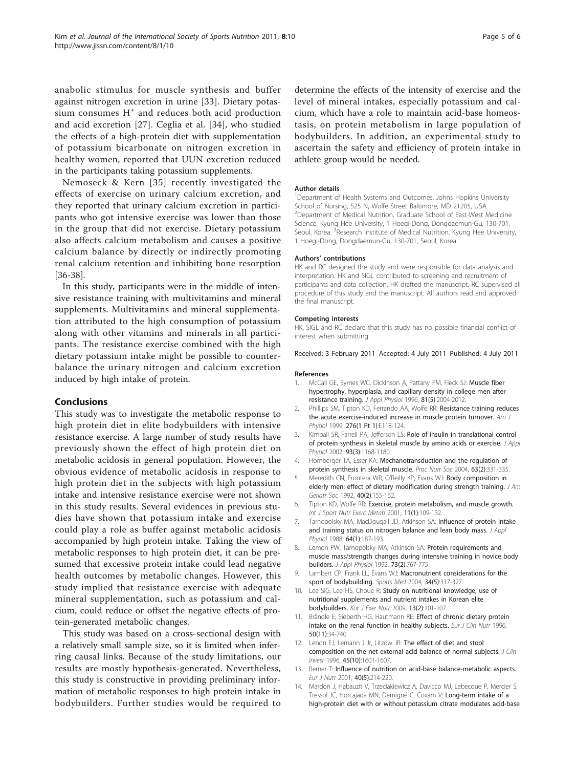anabolic stimulus for muscle synthesis and buffer against nitrogen excretion in urine [33]. Dietary potassium consumes $H^+$ and reduces both acid production and acid excretion [27]. Ceglia et al. [34], who studied the effects of a high-protein diet with supplementation of potassium bicarbonate on nitrogen excretion in healthy women, reported that UUN excretion reduced in the participants taking potassium supplements.

Nemoseck & Kern [35] recently investigated the effects of exercise on urinary calcium excretion, and they reported that urinary calcium excretion in participants who got intensive exercise was lower than those in the group that did not exercise. Dietary potassium also affects calcium metabolism and causes a positive calcium balance by directly or indirectly promoting renal calcium retention and inhibiting bone resorption [36-38].

In this study, participants were in the middle of intensive resistance training with multivitamins and mineral supplements. Multivitamins and mineral supplementation attributed to the high consumption of potassium along with other vitamins and minerals in all participants. The resistance exercise combined with the high dietary potassium intake might be possible to counterbalance the urinary nitrogen and calcium excretion induced by high intake of protein.

## Conclusions

This study was to investigate the metabolic response to high protein diet in elite bodybuilders with intensive resistance exercise. A large number of study results have previously shown the effect of high protein diet on metabolic acidosis in general population. However, the obvious evidence of metabolic acidosis in response to high protein diet in the subjects with high potassium intake and intensive resistance exercise were not shown in this study results. Several evidences in previous studies have shown that potassium intake and exercise could play a role as buffer against metabolic acidosis accompanied by high protein intake. Taking the view of metabolic responses to high protein diet, it can be presumed that excessive protein intake could lead negative health outcomes by metabolic changes. However, this study implied that resistance exercise with adequate mineral supplementation, such as potassium and calcium, could reduce or offset the negative effects of protein-generated metabolic changes.

This study was based on a cross-sectional design with a relatively small sample size, so it is limited when inferring causal links. Because of the study limitations, our results are mostly hypothesis-generated. Nevertheless, this study is constructive in providing preliminary information of metabolic responses to high protein intake in bodybuilders. Further studies would be required to determine the effects of the intensity of exercise and the level of mineral intakes, especially potassium and calcium, which have a role to maintain acid-base homeostasis, on protein metabolism in large population of bodybuilders. In addition, an experimental study to ascertain the safety and efficiency of protein intake in athlete group would be needed.

#### Author details

[1]Department of Health Systems and Outcomes, Johns Hopkins University School of Nursing, 525 N, Wolfe Street Baltimore, MD 21205, USA. [2]Department of Medical Nutrition, Graduate School of East-West Medicine Science, Kyung Hee University, 1 Hoegi-Dong, Dongdaemun-Gu, 130-701, Seoul, Korea. [3]Research Institute of Medical Nutrition, Kyung Hee University, 1 Hoegi-Dong, Dongdaemun-Gu, 130-701, Seoul, Korea.

#### Authors' contributions

HK and RC designed the study and were responsible for data analysis and interpretation. HK and SIGL contributed to screening and recruitment of participants and data collection. HK drafted the manuscript. RC supervised all procedure of this study and the manuscript. All authors read and approved the final manuscript.

#### Competing interests

HK, SIGL and RC declare that this study has no possible financial conflict of interest when submitting.

Received: 3 February 2011 Accepted: 4 July 2011 Published: 4 July 2011

#### References

1. McCall GE, Byrnes WC, Dickinson A, Pattany PM, Fleck SJ: Muscle fiber hypertrophy, hyperplasia, and capillary density in college men after resistance training. *J Appl Physiol* 1996, 81(5):2004-2012.
2. Phillips SM, Tipton KD, Ferrando AA, Wolfe RR: Resistance training reduces the acute exercise-induced increase in muscle protein turnover. *Am J Physiol* 1999, 276(1 Pt 1):E118-124.
3. Kimball SR, Farrell PA, Jefferson LS: Role of insulin in translational control of protein synthesis in skeletal muscle by amino acids or exercise. *J Appl Physiol* 2002, 93(3):1168-1180.
4. Hornberger TA, Esser KA: Mechanotransduction and the regulation of protein synthesis in skeletal muscle. *Proc Nutr Soc* 2004, 63(2):331-335.
5. Meredith CN, Frontera WR, O'Reilly KP, Evans WJ: Body composition in elderly men: effect of dietary modification during strength training. *J Am Geriatr Soc* 1992, 40(2):155-162.
6. Tipton KD, Wolfe RR: Exercise, protein metabolism, and muscle growth. *Int J Sport Nutr Exerc Metab* 2001, 11(1):109-132.
7. Tarnopolsky MA, MacDougall JD, Atkinson SA: Influence of protein intake and training status on nitrogen balance and lean body mass. *J Appl Physiol* 1988, 64(1):187-193.
8. Lemon PW, Tarnopolsky MA, Atkinson SA: Protein requirements and muscle mass/strength changes during intensive training in novice body builders. *J Appl Physiol* 1992, 73(2):767-775.
9. Lambert CP, Frank LL, Evans WJ: Macronutrient considerations for the sport of bodybuilding. *Sports Med* 2004, 34(5):317-327.
10. Lee SIG, Lee HS, Choue R: Study on nutritional knowledge, use of nutritional supplements and nutrient intakes in Korean elite bodybuilders. *Kor J Exer Nutr* 2009, 13(2):101-107.
11. Brändle E, Sieberth HG, Hautmann RE: Effect of chronic dietary protein intake on the renal function in healthy subjects. *Eur J Clin Nutr* 1996, 50(11):34-740.
12. Lenon EJ, Lemann J Jr, Litzow JR: The effect of diet and stool composition on the net external acid balance of normal subjects. *J Clin Invest* 1996, 45(10):1601-1607.
13. Remer T: Influence of nutrition on acid-base balance-metabolic aspects. *Eur J Nutr* 2001, 40(5):214-220.
14. Mardon J, Habauzit V, Trzeciakiewicz A, Davicco MJ, Lebecque P, Mercier S, Tressol JC, Horcajada MN, Demigné C, Coxam V: Long-term intake of a high-protein diet with or without potassium citrate modulates acid-base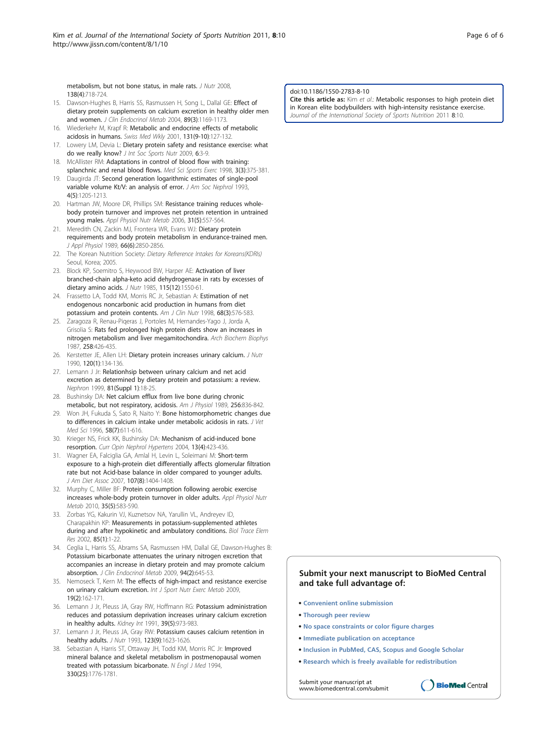metabolism, but not bone status, in male rats. *J Nutr* 2008, **138(4)**:718-724.

15. Dawson-Hughes B, Harris SS, Rasmussen H, Song L, Dallal GE: **Effect of dietary protein supplements on calcium excretion in healthy older men and women.** *J Clin Endocrinol Metab* 2004, **89(3)**:1169-1173.
16. Wiederkehr M, Krapf R: **Metabolic and endocrine effects of metabolic acidosis in humans.** *Swiss Med Wkly* 2001, **131(9-10)**:127-132.
17. Lowery LM, Devia L: **Dietary protein safety and resistance exercise: what do we really know?** *J Int Soc Sports Nutr* 2009, **6**:3-9.
18. McAllister RM: **Adaptations in control of blood flow with training: splanchnic and renal blood flows.** *Med Sci Sports Exerc* 1998, **3(3)**:375-381.
19. Daugirda JT: **Second generation logarithmic estimates of single-pool variable volume Kt/V: an analysis of error.** *J Am Soc Nephrol* 1993, **4(5)**:1205-1213.
20. Hartman JW, Moore DR, Phillips SM: **Resistance training reduces whole-body protein turnover and improves net protein retention in untrained young males.** *Appl Physiol Nutr Metab* 2006, **31(5)**:557-564.
21. Meredith CN, Zackin MJ, Frontera WR, Evans WJ: **Dietary protein requirements and body protein metabolism in endurance-trained men.** *J Appl Physiol* 1989, **66(6)**:2850-2856.
22. The Korean Nutrition Society: *Dietary Refrerence Intakes for Koreans(KDRIs)* Seoul, Korea; 2005.
23. Block KP, Soemitro S, Heywood BW, Harper AE: **Activation of liver branched-chain alpha-keto acid dehydrogenase in rats by excesses of dietary amino acids.** *J Nutr* 1985, **115(12)**:1550-61.
24. Frassetto LA, Todd KM, Morris RC Jr, Sebastian A: **Estimation of net endogenous noncarbonic acid production in humans from diet potassium and protein contents.** *Am J Clin Nutr* 1998, **68(3)**:576-583.
25. Zaragoza R, Renau-Piqeras J, Portoles M, Hernandes-Yago J, Jorda A, Grisolia S: **Rats fed prolonged high protein diets show an increases in nitrogen metabolism and liver megamitochondira.** *Arch Biochem Biophys* 1987, **258**:426-435.
26. Kerstetter JE, Allen LH: **Dietary protein increases urinary calcium.** *J Nutr* 1990, **120(1)**:134-136.
27. Lemann J Jr: **Relationhsip between urinary calcium and net acid excretion as determined by dietary protein and potassium: a review.** *Nephron* 1999, **81(Suppl 1)**:18-25.
28. Bushinsky DA: **Net calcium efflux from live bone during chronic metabolic, but not respiratory, acidosis.** *Am J Physiol* 1989, **256**:836-842.
29. Won JH, Fukuda S, Sato R, Naito Y: **Bone histomorphometric changes due to differences in calcium intake under metabolic acidosis in rats.** *J Vet Med Sci* 1996, **58(7)**:611-616.
30. Krieger NS, Frick KK, Bushinsky DA: **Mechanism of acid-induced bone resorption.** *Curr Opin Nephrol Hypertens* 2004, **13(4)**:423-436.
31. Wagner EA, Falciglia GA, Amlal H, Levin L, Soleimani M: **Short-term exposure to a high-protein diet differentially affects glomerular filtration rate but not Acid-base balance in older compared to younger adults.** *J Am Diet Assoc* 2007, **107(8)**:1404-1408.
32. Murphy C, Miller BF: **Protein consumption following aerobic exercise increases whole-body protein turnover in older adults.** *Appl Physiol Nutr Metab* 2010, **35(5)**:583-590.
33. Zorbas YG, Kakurin VJ, Kuznetsov NA, Yarullin VL, Andreyev ID, Charapakhin KP: **Measurements in potassium-supplemented athletes during and after hypokinetic and ambulatory conditions.** *Biol Trace Elem Res* 2002, **85(1)**:1-22.
34. Ceglia L, Harris SS, Abrams SA, Rasmussen HM, Dallal GE, Dawson-Hughes B: **Potassium bicarbonate attenuates the urinary nitrogen excretion that accompanies an increase in dietary protein and may promote calcium absorption.** *J Clin Endocrinol Metab* 2009, **94(2)**:645-53.
35. Nemoseck T, Kern M: **The effects of high-impact and resistance exercise on urinary calcium excretion.** *Int J Sport Nutr Exerc Metab* 2009, **19(2)**:162-171.
36. Lemann J Jr, Pleuss JA, Gray RW, Hoffmann RG: **Potassium administration reduces and potassium deprivation increases urinary calcium excretion in healthy adults.** *Kidney Int* 1991, **39(5)**:973-983.
37. Lemann J Jr, Pleuss JA, Gray RW: **Potassium causes calcium retention in healthy adults.** *J Nutr* 1993, **123(9)**:1623-1626.
38. Sebastian A, Harris ST, Ottaway JH, Todd KM, Morris RC Jr: **Improved mineral balance and skeletal metabolism in postmenopausal women treated with potassium bicarbonate.** *N Engl J Med* 1994, **330(25)**:1776-1781.

doi:10.1186/1550-2783-8-10

**Cite this article as:** Kim *et al.*: Metabolic responses to high protein diet in Korean elite bodybuilders with high-intensity resistance exercise. *Journal of the International Society of Sports Nutrition* 2011 **8**:10.

**Submit your next manuscript to BioMed Central and take full advantage of:**

- **Convenient online submission**
- **Thorough peer review**
- **No space constraints or color figure charges**
- **Immediate publication on acceptance**
- **Inclusion in PubMed, CAS, Scopus and Google Scholar**
- **Research which is freely available for redistribution**

Submit your manuscript at www.biomedcentral.com/submit

BioMed Central